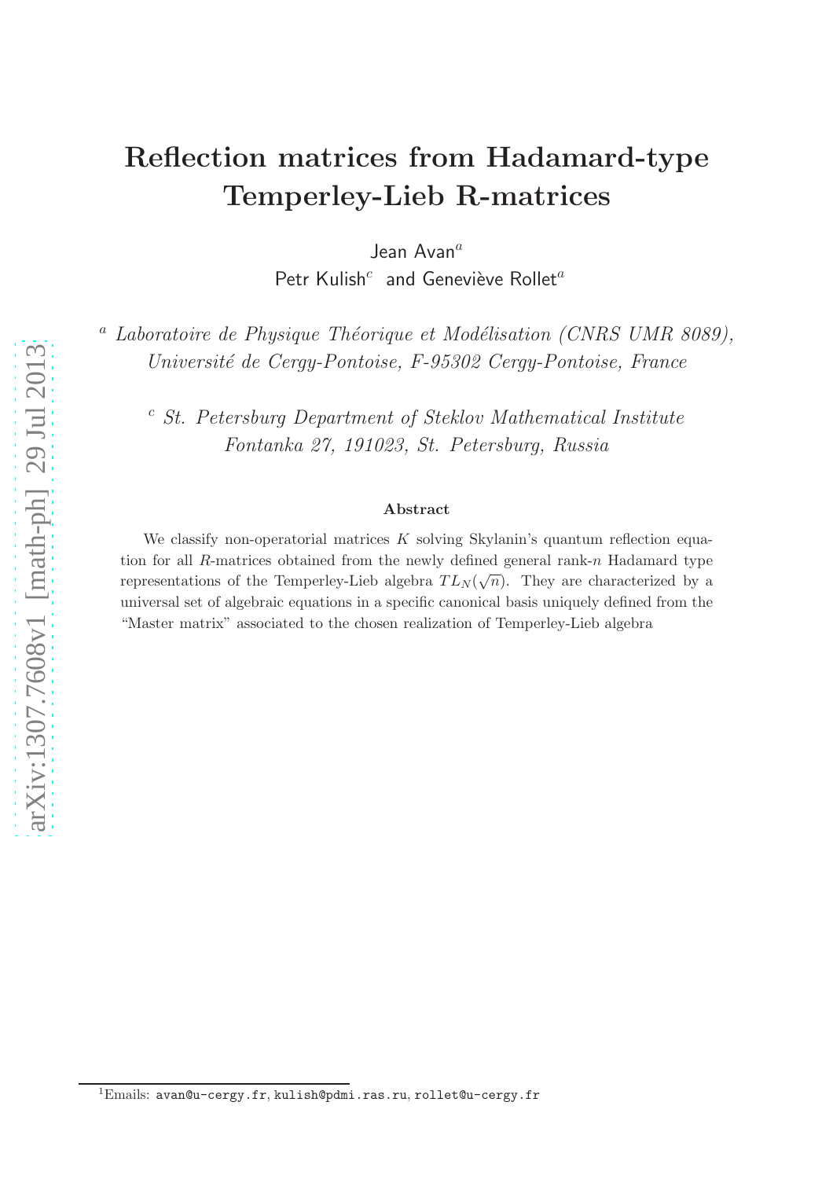# Reflection matrices from Hadamard-type Temperley-Lieb R-matrices

Jean Avan[a]
Petr Kulish[c] and Geneviève Rollet[a]

[a] *Laboratoire de Physique Théorique et Modélisation (CNRS UMR 8089), Université de Cergy-Pontoise, F-95302 Cergy-Pontoise, France*

[c] *St. Petersburg Department of Steklov Mathematical Institute Fontanka 27, 191023, St. Petersburg, Russia*

### Abstract

We classify non-operatorial matrices $K$ solving Skylanin's quantum reflection equation for all $R$-matrices obtained from the newly defined general rank-$n$ Hadamard type representations of the Temperley-Lieb algebra $TL_N(\sqrt{n})$. They are characterized by a universal set of algebraic equations in a specific canonical basis uniquely defined from the "Master matrix" associated to the chosen realization of Temperley-Lieb algebra

---

[1]Emails: avan@u-cergy.fr, kulish@pdmi.ras.ru, rollet@u-cergy.fr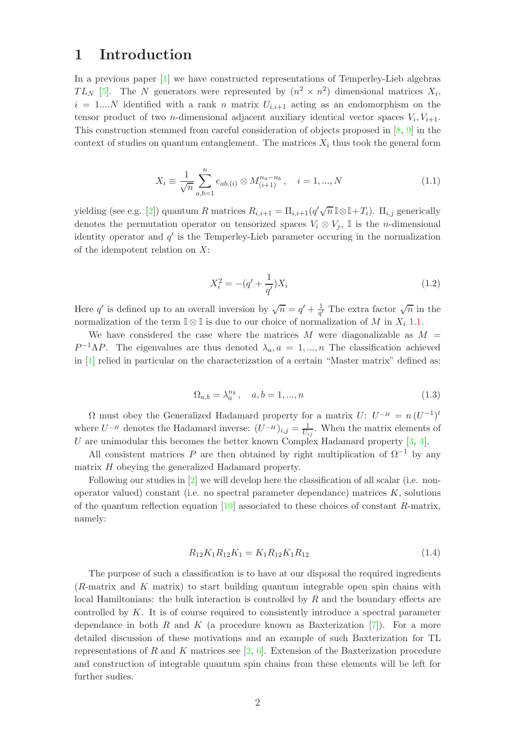# 1 Introduction

In a previous paper [1] we have constructed representations of Temperley-Lieb algebras $TL_N$ [5]. The $N$ generators were represented by $(n^2 \times n^2)$ dimensional matrices $X_i$, $i = 1....N$ identified with a rank $n$ matrix $U_{i,i+1}$ acting as an endomorphism on the tensor product of two $n$-dimensional adjacent auxiliary identical vector spaces $V_i, V_{i+1}$. This construction stemmed from careful consideration of objects proposed in [8, 9] in the context of studies on quantum entanglement. The matrices $X_i$ thus took the general form

$$X_i \equiv \frac{1}{\sqrt{n}} \sum_{a,b=1}^{n} e_{ab,(i)} \otimes M_{(i+1)}^{n_a - n_b}, \quad i = 1, ..., N \tag{1.1}$$

yielding (see e.g. [2]) quantum $R$ matrices $R_{i,i+1} = \Pi_{i,i+1}(q'\sqrt{n}\mathbb{I}\otimes\mathbb{I} + T_i)$. $\Pi_{i,j}$ generically denotes the permutation operator on tensorized spaces $V_i \otimes V_j$, $\mathbb{I}$ is the $n$-dimensional identity operator and $q'$ is the Temperley-Lieb parameter occuring in the normalization of the idempotent relation on $X$:

$$X_i^2 = -(q' + \frac{1}{q'})X_i \tag{1.2}$$

Here $q'$ is defined up to an overall inversion by $\sqrt{n} = q' + \frac{1}{q'}$ The extra factor $\sqrt{n}$ in the normalization of the term $\mathbb{I} \otimes \mathbb{I}$ is due to our choice of normalization of $M$ in $X_i$ 1.1.

We have considered the case where the matrices $M$ were diagonalizable as $M = P^{-1}\Lambda P$. The eigenvalues are thus denoted $\lambda_a, a = 1, ..., n$ The classification achieved in [1] relied in particular on the characterization of a certain "Master matrix" defined as:

$$\Omega_{a,b} = \lambda_a^{n_b}, \quad a, b = 1, ..., n \tag{1.3}$$

$\Omega$ must obey the Generalized Hadamard property for a matrix $U$: $U^{-H} = n\,(U^{-1})^t$ where $U^{-H}$ denotes the Hadamard inverse: $(U^{-H})_{i,j} = \frac{1}{U_{ij}}$. When the matrix elements of $U$ are unimodular this becomes the better known Complex Hadamard property [3, 4].

All consistent matrices $P$ are then obtained by right multiplication of $\Omega^{-1}$ by any matrix $H$ obeying the generalized Hadamard property.

Following our studies in [2] we will develop here the classification of all scalar (i.e. non-operator valued) constant (i.e. no spectral parameter dependance) matrices $K$, solutions of the quantum reflection equation [10] associated to these choices of constant $R$-matrix, namely:

$$R_{12}K_1R_{12}K_1 = K_1R_{12}K_1R_{12} \tag{1.4}$$

The purpose of such a classification is to have at our disposal the required ingredients ($R$-matrix and $K$ matrix) to start building quantum integrable open spin chains with local Hamiltonians: the bulk interaction is controlled by $R$ and the boundary effects are controlled by $K$. It is of course required to consistently introduce a spectral parameter dependance in both $R$ and $K$ (a procedure known as Baxterization [7]). For a more detailed discussion of these motivations and an example of such Baxterization for TL representations of $R$ and $K$ matrices see [2, 6]. Extension of the Baxterization procedure and construction of integrable quantum spin chains from these elements will be left for further sudies.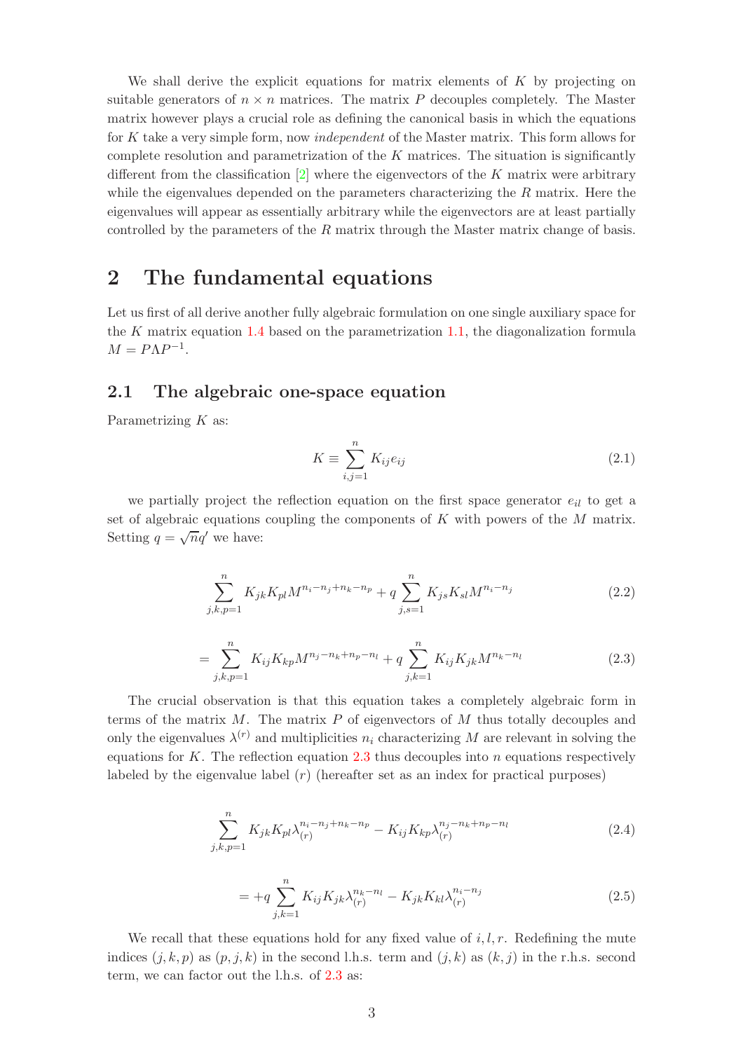We shall derive the explicit equations for matrix elements of $K$ by projecting on suitable generators of $n \times n$ matrices. The matrix $P$ decouples completely. The Master matrix however plays a crucial role as defining the canonical basis in which the equations for $K$ take a very simple form, now *independent* of the Master matrix. This form allows for complete resolution and parametrization of the $K$ matrices. The situation is significantly different from the classification [2] where the eigenvectors of the $K$ matrix were arbitrary while the eigenvalues depended on the parameters characterizing the $R$ matrix. Here the eigenvalues will appear as essentially arbitrary while the eigenvectors are at least partially controlled by the parameters of the $R$ matrix through the Master matrix change of basis.

## 2 The fundamental equations

Let us first of all derive another fully algebraic formulation on one single auxiliary space for the $K$ matrix equation 1.4 based on the parametrization 1.1, the diagonalization formula $M = P\Lambda P^{-1}$.

### 2.1 The algebraic one-space equation

Parametrizing $K$ as:

$$K \equiv \sum_{i,j=1}^{n} K_{ij} e_{ij} \tag{2.1}$$

we partially project the reflection equation on the first space generator $e_{il}$ to get a set of algebraic equations coupling the components of $K$ with powers of the $M$ matrix. Setting $q = \sqrt{n} q'$ we have:

$$\sum_{j,k,p=1}^{n} K_{jk} K_{pl} M^{n_i - n_j + n_k - n_p} + q \sum_{j,s=1}^{n} K_{js} K_{sl} M^{n_i - n_j} \tag{2.2}$$

$$= \sum_{j,k,p=1}^{n} K_{ij} K_{kp} M^{n_j - n_k + n_p - n_l} + q \sum_{j,k=1}^{n} K_{ij} K_{jk} M^{n_k - n_l} \tag{2.3}$$

The crucial observation is that this equation takes a completely algebraic form in terms of the matrix $M$. The matrix $P$ of eigenvectors of $M$ thus totally decouples and only the eigenvalues $\lambda^{(r)}$ and multiplicities $n_i$ characterizing $M$ are relevant in solving the equations for $K$. The reflection equation 2.3 thus decouples into $n$ equations respectively labeled by the eigenvalue label $(r)$ (hereafter set as an index for practical purposes)

$$\sum_{j,k,p=1}^{n} K_{jk} K_{pl} \lambda_{(r)}^{n_i - n_j + n_k - n_p} - K_{ij} K_{kp} \lambda_{(r)}^{n_j - n_k + n_p - n_l} \tag{2.4}$$

$$= +q \sum_{j,k=1}^{n} K_{ij} K_{jk} \lambda_{(r)}^{n_k - n_l} - K_{jk} K_{kl} \lambda_{(r)}^{n_i - n_j} \tag{2.5}$$

We recall that these equations hold for any fixed value of $i, l, r$. Redefining the mute indices $(j, k, p)$ as $(p, j, k)$ in the second l.h.s. term and $(j, k)$ as $(k, j)$ in the r.h.s. second term, we can factor out the l.h.s. of 2.3 as: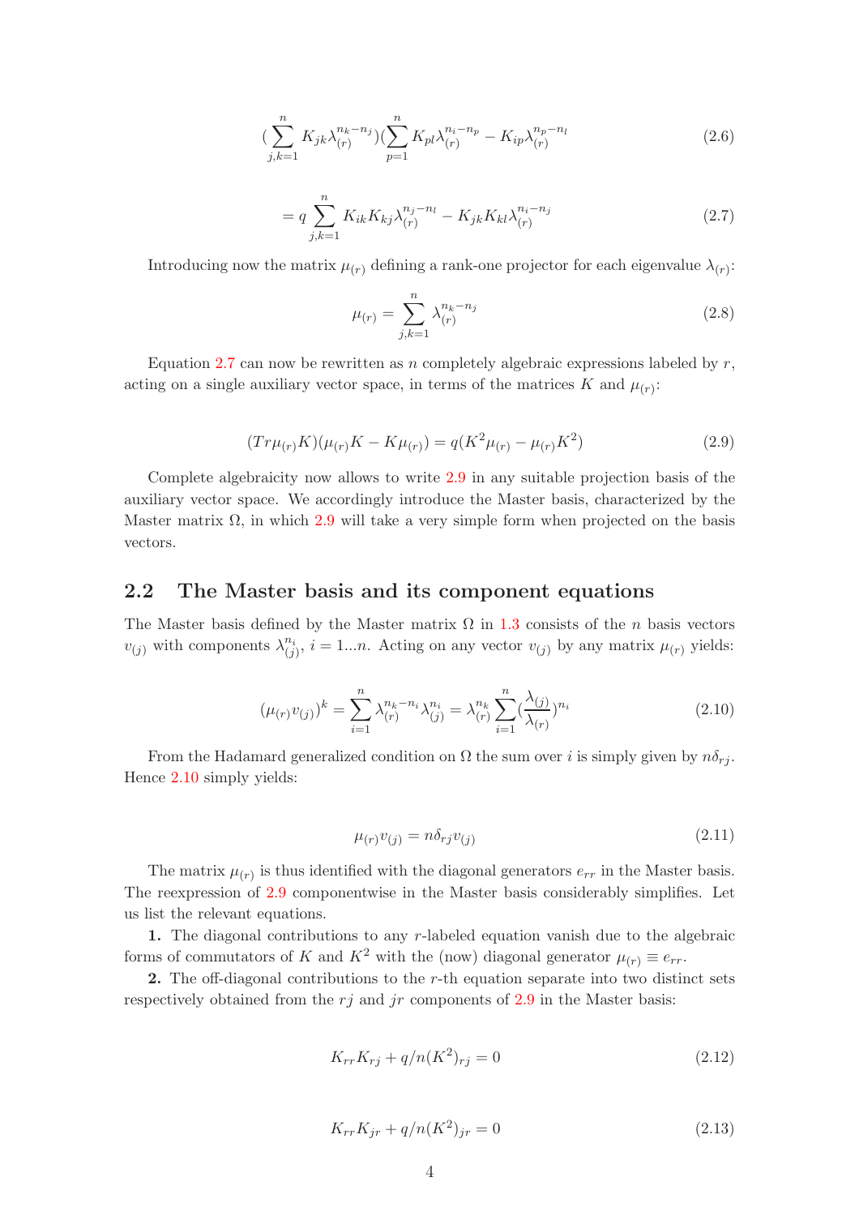$$(\sum_{j,k=1}^{n} K_{jk}\lambda_{(r)}^{n_k - n_j})(\sum_{p=1}^{n} K_{pl}\lambda_{(r)}^{n_i - n_p} - K_{ip}\lambda_{(r)}^{n_p - n_l} \tag{2.6}$$

$$= q \sum_{j,k=1}^{n} K_{ik}K_{kj}\lambda_{(r)}^{n_j - n_l} - K_{jk}K_{kl}\lambda_{(r)}^{n_i - n_j} \tag{2.7}$$

Introducing now the matrix $\mu_{(r)}$ defining a rank-one projector for each eigenvalue $\lambda_{(r)}$:

$$\mu_{(r)} = \sum_{j,k=1}^{n} \lambda_{(r)}^{n_k - n_j} \tag{2.8}$$

Equation 2.7 can now be rewritten as $n$ completely algebraic expressions labeled by $r$, acting on a single auxiliary vector space, in terms of the matrices $K$ and $\mu_{(r)}$:

$$(Tr\mu_{(r)}K)(\mu_{(r)}K - K\mu_{(r)}) = q(K^2\mu_{(r)} - \mu_{(r)}K^2) \tag{2.9}$$

Complete algebraicity now allows to write 2.9 in any suitable projection basis of the auxiliary vector space. We accordingly introduce the Master basis, characterized by the Master matrix $\Omega$, in which 2.9 will take a very simple form when projected on the basis vectors.

## 2.2 The Master basis and its component equations

The Master basis defined by the Master matrix $\Omega$ in 1.3 consists of the $n$ basis vectors $v_{(j)}$ with components $\lambda_{(j)}^{n_i}$, $i = 1...n$. Acting on any vector $v_{(j)}$ by any matrix $\mu_{(r)}$ yields:

$$(\mu_{(r)}v_{(j)})^k = \sum_{i=1}^{n} \lambda_{(r)}^{n_k - n_i}\lambda_{(j)}^{n_i} = \lambda_{(r)}^{n_k} \sum_{i=1}^{n} (\frac{\lambda_{(j)}}{\lambda_{(r)}})^{n_i} \tag{2.10}$$

From the Hadamard generalized condition on $\Omega$ the sum over $i$ is simply given by $n\delta_{rj}$. Hence 2.10 simply yields:

$$\mu_{(r)}v_{(j)} = n\delta_{rj}v_{(j)} \tag{2.11}$$

The matrix $\mu_{(r)}$ is thus identified with the diagonal generators $e_{rr}$ in the Master basis. The reexpression of 2.9 componentwise in the Master basis considerably simplifies. Let us list the relevant equations.

**1.** The diagonal contributions to any $r$-labeled equation vanish due to the algebraic forms of commutators of $K$ and $K^2$ with the (now) diagonal generator $\mu_{(r)} \equiv e_{rr}$.

**2.** The off-diagonal contributions to the $r$-th equation separate into two distinct sets respectively obtained from the $rj$ and $jr$ components of 2.9 in the Master basis:

$$K_{rr}K_{rj} + q/n(K^2)_{rj} = 0 \tag{2.12}$$

$$K_{rr}K_{jr} + q/n(K^2)_{jr} = 0 \tag{2.13}$$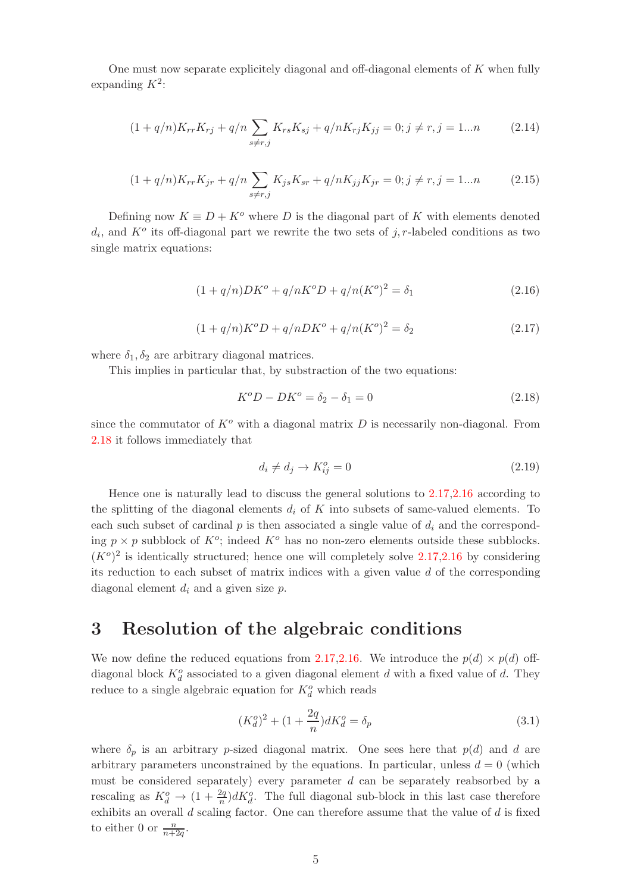One must now separate explicitely diagonal and off-diagonal elements of $K$ when fully expanding $K^2$:

$$(1+q/n)K_{rr}K_{rj} + q/n\sum_{s\neq r,j} K_{rs}K_{sj} + q/nK_{rj}K_{jj} = 0; j \neq r, j = 1...n \tag{2.14}$$

$$(1+q/n)K_{rr}K_{jr} + q/n\sum_{s\neq r,j} K_{js}K_{sr} + q/nK_{jj}K_{jr} = 0; j \neq r, j = 1...n \tag{2.15}$$

Defining now $K \equiv D + K^o$ where $D$ is the diagonal part of $K$ with elements denoted $d_i$, and $K^o$ its off-diagonal part we rewrite the two sets of $j,r$-labeled conditions as two single matrix equations:

$$(1+q/n)DK^o + q/nK^oD + q/n(K^o)^2 = \delta_1 \tag{2.16}$$

$$(1+q/n)K^oD + q/nDK^o + q/n(K^o)^2 = \delta_2 \tag{2.17}$$

where $\delta_1, \delta_2$ are arbitrary diagonal matrices.

This implies in particular that, by substraction of the two equations:

$$K^oD - DK^o = \delta_2 - \delta_1 = 0 \tag{2.18}$$

since the commutator of $K^o$ with a diagonal matrix $D$ is necessarily non-diagonal. From 2.18 it follows immediately that

$$d_i \neq d_j \to K^o_{ij} = 0 \tag{2.19}$$

Hence one is naturally lead to discuss the general solutions to 2.17,2.16 according to the splitting of the diagonal elements $d_i$ of $K$ into subsets of same-valued elements. To each such subset of cardinal $p$ is then associated a single value of $d_i$ and the corresponding $p \times p$ subblock of $K^o$; indeed $K^o$ has no non-zero elements outside these subblocks. $(K^o)^2$ is identically structured; hence one will completely solve 2.17,2.16 by considering its reduction to each subset of matrix indices with a given value $d$ of the corresponding diagonal element $d_i$ and a given size $p$.

# 3 Resolution of the algebraic conditions

We now define the reduced equations from 2.17,2.16. We introduce the $p(d) \times p(d)$ off-diagonal block $K^o_d$ associated to a given diagonal element $d$ with a fixed value of $d$. They reduce to a single algebraic equation for $K^o_d$ which reads

$$(K^o_d)^2 + (1 + \frac{2q}{n})dK^o_d = \delta_p \tag{3.1}$$

where $\delta_p$ is an arbitrary $p$-sized diagonal matrix. One sees here that $p(d)$ and $d$ are arbitrary parameters unconstrained by the equations. In particular, unless $d = 0$ (which must be considered separately) every parameter $d$ can be separately reabsorbed by a rescaling as $K^o_d \to (1 + \frac{2q}{n})dK^o_d$. The full diagonal sub-block in this last case therefore exhibits an overall $d$ scaling factor. One can therefore assume that the value of $d$ is fixed to either 0 or $\frac{n}{n+2q}$.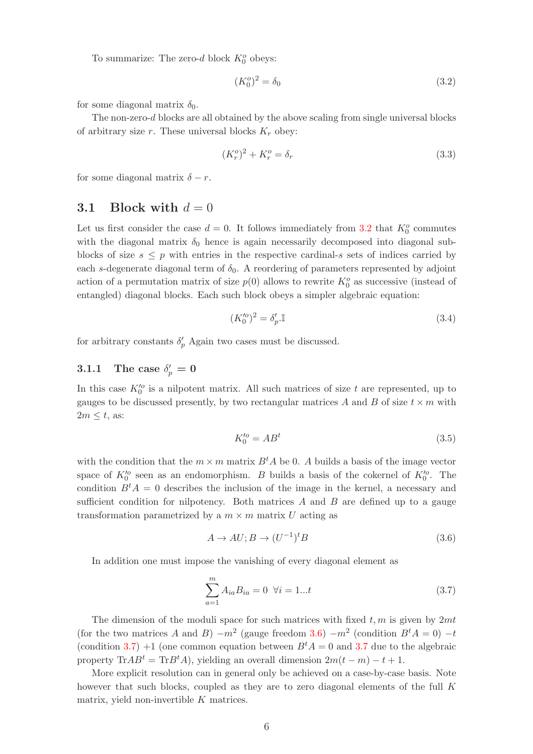To summarize: The zero-$d$ block $K_0^o$ obeys:

$$(K_0^o)^2 = \delta_0 \tag{3.2}$$

for some diagonal matrix $\delta_0$.

The non-zero-$d$ blocks are all obtained by the above scaling from single universal blocks of arbitrary size $r$. These universal blocks $K_r$ obey:

$$(K_r^o)^2 + K_r^o = \delta_r \tag{3.3}$$

for some diagonal matrix $\delta - r$.

## 3.1 Block with $d = 0$

Let us first consider the case $d = 0$. It follows immediately from 3.2 that $K_0^o$ commutes with the diagonal matrix $\delta_0$ hence is again necessarily decomposed into diagonal sub-blocks of size $s \leq p$ with entries in the respective cardinal-$s$ sets of indices carried by each $s$-degenerate diagonal term of $\delta_0$. A reordering of parameters represented by adjoint action of a permutation matrix of size $p(0)$ allows to rewrite $K_0^o$ as successive (instead of entangled) diagonal blocks. Each such block obeys a simpler algebraic equation:

$$(K_0'^o)^2 = \delta_p' . \mathbb{I} \tag{3.4}$$

for arbitrary constants $\delta_p'$ Again two cases must be discussed.

### 3.1.1 The case $\delta_p' = 0$

In this case $K_0'^o$ is a nilpotent matrix. All such matrices of size $t$ are represented, up to gauges to be discussed presently, by two rectangular matrices $A$ and $B$ of size $t \times m$ with $2m \leq t$, as:

$$K_0'^o = AB^t \tag{3.5}$$

with the condition that the $m \times m$ matrix $B^t A$ be 0. $A$ builds a basis of the image vector space of $K_0'^o$ seen as an endomorphism. $B$ builds a basis of the cokernel of $K_0'^o$. The condition $B^t A = 0$ describes the inclusion of the image in the kernel, a necessary and sufficient condition for nilpotency. Both matrices $A$ and $B$ are defined up to a gauge transformation parametrized by a $m \times m$ matrix $U$ acting as

$$A \to AU; B \to (U^{-1})^t B \tag{3.6}$$

In addition one must impose the vanishing of every diagonal element as

$$\sum_{a=1}^{m} A_{ia} B_{ia} = 0 \;\; \forall i = 1...t \tag{3.7}$$

The dimension of the moduli space for such matrices with fixed $t, m$ is given by $2mt$ (for the two matrices $A$ and $B$) $-m^2$ (gauge freedom 3.6) $-m^2$ (condition $B^t A = 0$) $-t$ (condition 3.7) $+1$ (one common equation between $B^t A = 0$ and 3.7 due to the algebraic property $\text{Tr}AB^t = \text{Tr}B^t A$), yielding an overall dimension $2m(t - m) - t + 1$.

More explicit resolution can in general only be achieved on a case-by-case basis. Note however that such blocks, coupled as they are to zero diagonal elements of the full $K$ matrix, yield non-invertible $K$ matrices.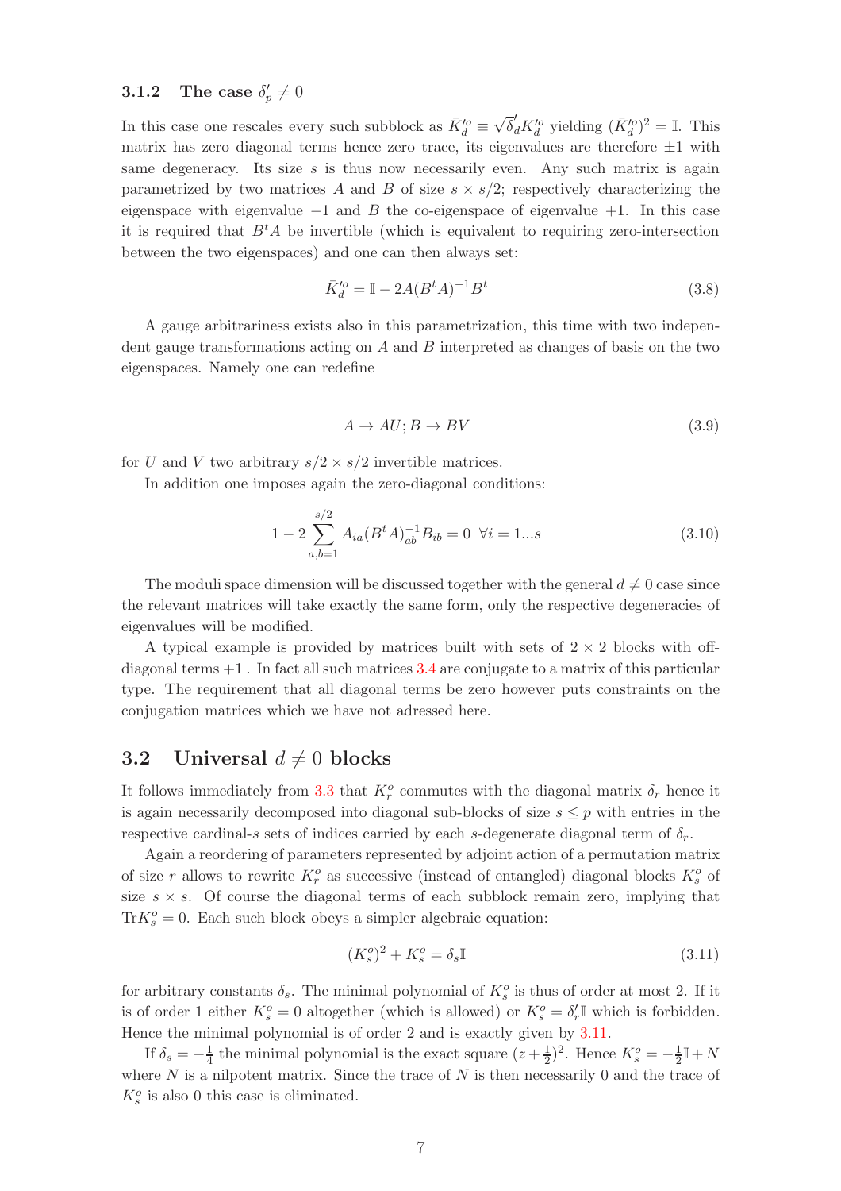### 3.1.2 The case $\delta'_p \neq 0$

In this case one rescales every such subblock as $\bar{K}'^o_d \equiv \sqrt{\delta'_d} K'^o_d$ yielding $(\bar{K}'^o_d)^2 = \mathbb{I}$. This matrix has zero diagonal terms hence zero trace, its eigenvalues are therefore $\pm 1$ with same degeneracy. Its size $s$ is thus now necessarily even. Any such matrix is again parametrized by two matrices $A$ and $B$ of size $s \times s/2$; respectively characterizing the eigenspace with eigenvalue $-1$ and $B$ the co-eigenspace of eigenvalue $+1$. In this case it is required that $B^t A$ be invertible (which is equivalent to requiring zero-intersection between the two eigenspaces) and one can then always set:

$$\bar{K}'^o_d = \mathbb{I} - 2A(B^t A)^{-1} B^t \tag{3.8}$$

A gauge arbitrariness exists also in this parametrization, this time with two independent gauge transformations acting on $A$ and $B$ interpreted as changes of basis on the two eigenspaces. Namely one can redefine

$$A \to AU; B \to BV \tag{3.9}$$

for $U$ and $V$ two arbitrary $s/2 \times s/2$ invertible matrices.

In addition one imposes again the zero-diagonal conditions:

$$1 - 2\sum_{a,b=1}^{s/2} A_{ia}(B^t A)^{-1}_{ab} B_{ib} = 0 \ \ \forall i = 1...s \tag{3.10}$$

The moduli space dimension will be discussed together with the general $d \neq 0$ case since the relevant matrices will take exactly the same form, only the respective degeneracies of eigenvalues will be modified.

A typical example is provided by matrices built with sets of $2 \times 2$ blocks with off-diagonal terms $+1$ . In fact all such matrices 3.4 are conjugate to a matrix of this particular type. The requirement that all diagonal terms be zero however puts constraints on the conjugation matrices which we have not adressed here.

## 3.2 Universal $d \neq 0$ blocks

It follows immediately from 3.3 that $K^o_r$ commutes with the diagonal matrix $\delta_r$ hence it is again necessarily decomposed into diagonal sub-blocks of size $s \leq p$ with entries in the respective cardinal-$s$ sets of indices carried by each $s$-degenerate diagonal term of $\delta_r$.

Again a reordering of parameters represented by adjoint action of a permutation matrix of size $r$ allows to rewrite $K^o_r$ as successive (instead of entangled) diagonal blocks $K^o_s$ of size $s \times s$. Of course the diagonal terms of each subblock remain zero, implying that $\mathrm{Tr} K^o_s = 0$. Each such block obeys a simpler algebraic equation:

$$(K^o_s)^2 + K^o_s = \delta_s \mathbb{I} \tag{3.11}$$

for arbitrary constants $\delta_s$. The minimal polynomial of $K^o_s$ is thus of order at most 2. If it is of order 1 either $K^o_s = 0$ altogether (which is allowed) or $K^o_s = \delta'_r \mathbb{I}$ which is forbidden. Hence the minimal polynomial is of order 2 and is exactly given by 3.11.

If $\delta_s = -\frac{1}{4}$ the minimal polynomial is the exact square $(z + \frac{1}{2})^2$. Hence $K^o_s = -\frac{1}{2}\mathbb{I} + N$ where $N$ is a nilpotent matrix. Since the trace of $N$ is then necessarily 0 and the trace of $K^o_s$ is also 0 this case is eliminated.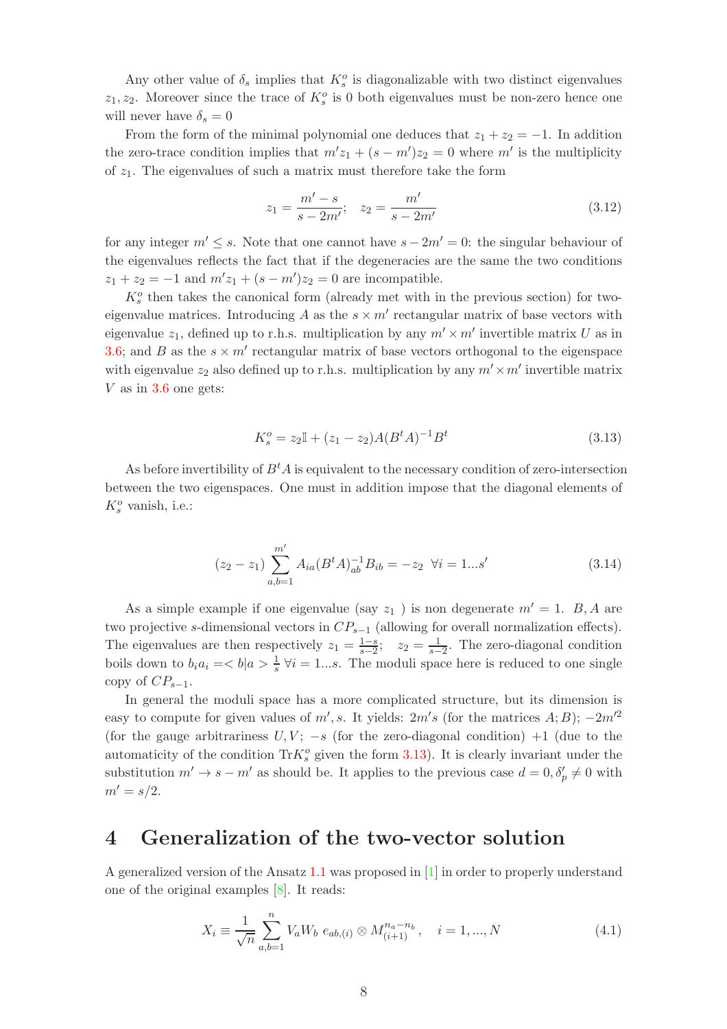Any other value of $\delta_s$ implies that $K_s^o$ is diagonalizable with two distinct eigenvalues $z_1, z_2$. Moreover since the trace of $K_s^o$ is 0 both eigenvalues must be non-zero hence one will never have $\delta_s = 0$

From the form of the minimal polynomial one deduces that $z_1 + z_2 = -1$. In addition the zero-trace condition implies that $m'z_1 + (s - m')z_2 = 0$ where $m'$ is the multiplicity of $z_1$. The eigenvalues of such a matrix must therefore take the form

$$z_1 = \frac{m' - s}{s - 2m'}; \quad z_2 = \frac{m'}{s - 2m'} \tag{3.12}$$

for any integer $m' \leq s$. Note that one cannot have $s - 2m' = 0$: the singular behaviour of the eigenvalues reflects the fact that if the degeneracies are the same the two conditions $z_1 + z_2 = -1$ and $m'z_1 + (s - m')z_2 = 0$ are incompatible.

$K_s^o$ then takes the canonical form (already met with in the previous section) for two-eigenvalue matrices. Introducing $A$ as the $s \times m'$ rectangular matrix of base vectors with eigenvalue $z_1$, defined up to r.h.s. multiplication by any $m' \times m'$ invertible matrix $U$ as in 3.6; and $B$ as the $s \times m'$ rectangular matrix of base vectors orthogonal to the eigenspace with eigenvalue $z_2$ also defined up to r.h.s. multiplication by any $m' \times m'$ invertible matrix $V$ as in 3.6 one gets:

$$K_s^o = z_2 \mathbb{I} + (z_1 - z_2) A (B^t A)^{-1} B^t \tag{3.13}$$

As before invertibility of $B^t A$ is equivalent to the necessary condition of zero-intersection between the two eigenspaces. One must in addition impose that the diagonal elements of $K_s^o$ vanish, i.e.:

$$(z_2 - z_1) \sum_{a,b=1}^{m'} A_{ia} (B^t A)^{-1}_{ab} B_{ib} = -z_2 \;\; \forall i = 1...s' \tag{3.14}$$

As a simple example if one eigenvalue (say $z_1$ ) is non degenerate $m' = 1$. $B, A$ are two projective $s$-dimensional vectors in $CP_{s-1}$ (allowing for overall normalization effects). The eigenvalues are then respectively $z_1 = \frac{1-s}{s-2}$; $\;\; z_2 = \frac{1}{s-2}$. The zero-diagonal condition boils down to $b_i a_i = < b|a > \frac{1}{s} \; \forall i = 1...s$. The moduli space here is reduced to one single copy of $CP_{s-1}$.

In general the moduli space has a more complicated structure, but its dimension is easy to compute for given values of $m', s$. It yields: $2m's$ (for the matrices $A; B$); $-2m'^2$ (for the gauge arbitrariness $U, V$; $-s$ (for the zero-diagonal condition) $+1$ (due to the automaticity of the condition $\text{Tr} K_s^o$ given the form 3.13). It is clearly invariant under the substitution $m' \to s - m'$ as should be. It applies to the previous case $d = 0, \delta'_p \neq 0$ with $m' = s/2$.

# 4 Generalization of the two-vector solution

A generalized version of the Ansatz 1.1 was proposed in [1] in order to properly understand one of the original examples [8]. It reads:

$$X_i \equiv \frac{1}{\sqrt{n}} \sum_{a,b=1}^{n} V_a W_b \; e_{ab,(i)} \otimes M_{(i+1)}^{n_a - n_b}, \quad i = 1, ..., N \tag{4.1}$$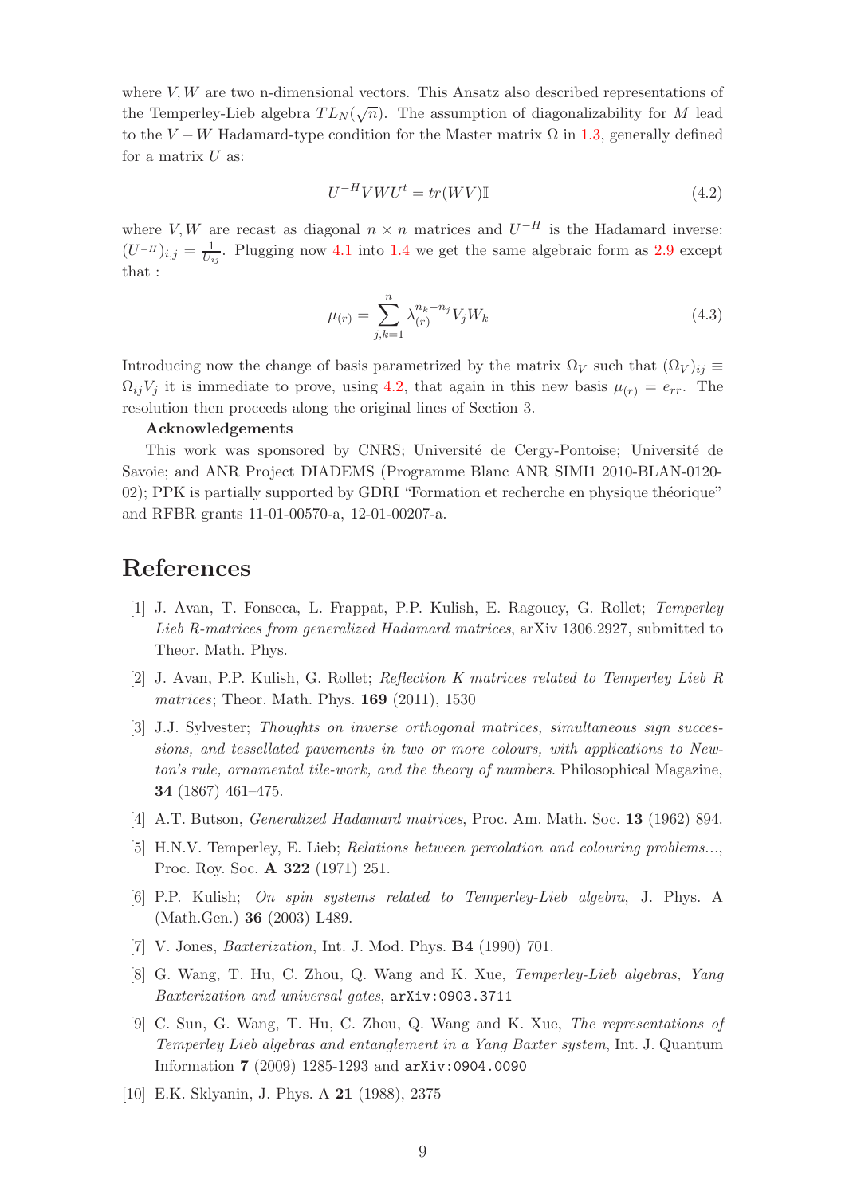where $V, W$ are two n-dimensional vectors. This Ansatz also described representations of the Temperley-Lieb algebra $TL_N(\sqrt{n})$. The assumption of diagonalizability for $M$ lead to the $V - W$ Hadamard-type condition for the Master matrix $\Omega$ in 1.3, generally defined for a matrix $U$ as:

$$U^{-H} V W U^{t} = tr(WV)\mathbb{I} \tag{4.2}$$

where $V, W$ are recast as diagonal $n \times n$ matrices and $U^{-H}$ is the Hadamard inverse: $(U^{-H})_{i,j} = \frac{1}{U_{ij}}$. Plugging now 4.1 into 1.4 we get the same algebraic form as 2.9 except that :

$$\mu_{(r)} = \sum_{j,k=1}^{n} \lambda_{(r)}^{n_k - n_j} V_j W_k \tag{4.3}$$

Introducing now the change of basis parametrized by the matrix $\Omega_V$ such that $(\Omega_V)_{ij} \equiv \Omega_{ij} V_j$ it is immediate to prove, using 4.2, that again in this new basis $\mu_{(r)} = e_{rr}$. The resolution then proceeds along the original lines of Section 3.

**Acknowledgements**

This work was sponsored by CNRS; Université de Cergy-Pontoise; Université de Savoie; and ANR Project DIADEMS (Programme Blanc ANR SIMI1 2010-BLAN-0120-02); PPK is partially supported by GDRI "Formation et recherche en physique théorique" and RFBR grants 11-01-00570-a, 12-01-00207-a.

# References

[1] J. Avan, T. Fonseca, L. Frappat, P.P. Kulish, E. Ragoucy, G. Rollet; *Temperley Lieb R-matrices from generalized Hadamard matrices*, arXiv 1306.2927, submitted to Theor. Math. Phys.

[2] J. Avan, P.P. Kulish, G. Rollet; *Reflection K matrices related to Temperley Lieb R matrices*; Theor. Math. Phys. **169** (2011), 1530

[3] J.J. Sylvester; *Thoughts on inverse orthogonal matrices, simultaneous sign successions, and tessellated pavements in two or more colours, with applications to Newton's rule, ornamental tile-work, and the theory of numbers*. Philosophical Magazine, **34** (1867) 461–475.

[4] A.T. Butson, *Generalized Hadamard matrices*, Proc. Am. Math. Soc. **13** (1962) 894.

[5] H.N.V. Temperley, E. Lieb; *Relations between percolation and colouring problems...*, Proc. Roy. Soc. **A 322** (1971) 251.

[6] P.P. Kulish; *On spin systems related to Temperley-Lieb algebra*, J. Phys. A (Math.Gen.) **36** (2003) L489.

[7] V. Jones, *Baxterization*, Int. J. Mod. Phys. **B4** (1990) 701.

[8] G. Wang, T. Hu, C. Zhou, Q. Wang and K. Xue, *Temperley-Lieb algebras, Yang Baxterization and universal gates*, arXiv:0903.3711

[9] C. Sun, G. Wang, T. Hu, C. Zhou, Q. Wang and K. Xue, *The representations of Temperley Lieb algebras and entanglement in a Yang Baxter system*, Int. J. Quantum Information **7** (2009) 1285-1293 and arXiv:0904.0090

[10] E.K. Sklyanin, J. Phys. A **21** (1988), 2375